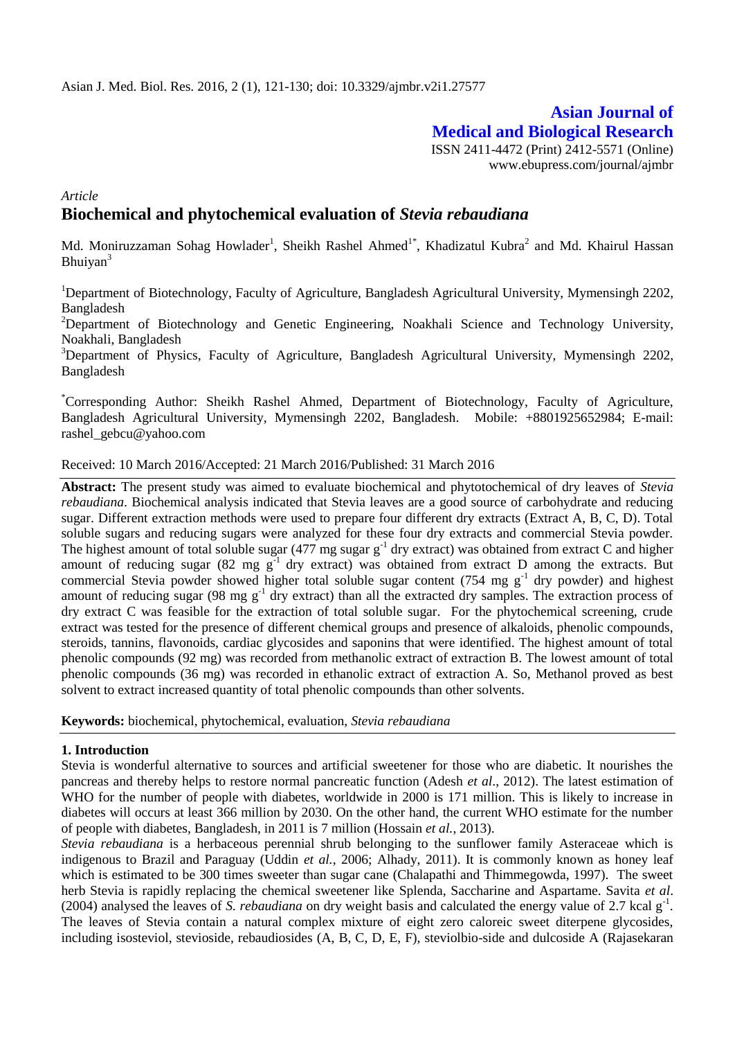# Asian Journal of Medical and Biological Research

ISSN 2411-4472 (Print) 2412-5571 (Online)
www.ebupress.com/journal/ajmbr

*Article*

## Biochemical and phytochemical evaluation of *Stevia rebaudiana*

Md. Moniruzzaman Sohag Howlader[1], Sheikh Rashel Ahmed[1*], Khadizatul Kubra[2] and Md. Khairul Hassan Bhuiyan[3]

[1]Department of Biotechnology, Faculty of Agriculture, Bangladesh Agricultural University, Mymensingh 2202, Bangladesh

[2]Department of Biotechnology and Genetic Engineering, Noakhali Science and Technology University, Noakhali, Bangladesh

[3]Department of Physics, Faculty of Agriculture, Bangladesh Agricultural University, Mymensingh 2202, Bangladesh

[*]Corresponding Author: Sheikh Rashel Ahmed, Department of Biotechnology, Faculty of Agriculture, Bangladesh Agricultural University, Mymensingh 2202, Bangladesh. Mobile: +8801925652984; E-mail: rashel_gebcu@yahoo.com

Received: 10 March 2016/Accepted: 21 March 2016/Published: 31 March 2016

**Abstract:** The present study was aimed to evaluate biochemical and phytotochemical of dry leaves of *Stevia rebaudiana*. Biochemical analysis indicated that Stevia leaves are a good source of carbohydrate and reducing sugar. Different extraction methods were used to prepare four different dry extracts (Extract A, B, C, D). Total soluble sugars and reducing sugars were analyzed for these four dry extracts and commercial Stevia powder. The highest amount of total soluble sugar (477 mg sugar $g^{-1}$ dry extract) was obtained from extract C and higher amount of reducing sugar (82 mg $g^{-1}$ dry extract) was obtained from extract D among the extracts. But commercial Stevia powder showed higher total soluble sugar content (754 mg $g^{-1}$ dry powder) and highest amount of reducing sugar (98 mg $g^{-1}$ dry extract) than all the extracted dry samples. The extraction process of dry extract C was feasible for the extraction of total soluble sugar. For the phytochemical screening, crude extract was tested for the presence of different chemical groups and presence of alkaloids, phenolic compounds, steroids, tannins, flavonoids, cardiac glycosides and saponins that were identified. The highest amount of total phenolic compounds (92 mg) was recorded from methanolic extract of extraction B. The lowest amount of total phenolic compounds (36 mg) was recorded in ethanolic extract of extraction A. So, Methanol proved as best solvent to extract increased quantity of total phenolic compounds than other solvents.

**Keywords:** biochemical, phytochemical, evaluation, *Stevia rebaudiana*

### 1. Introduction

Stevia is wonderful alternative to sources and artificial sweetener for those who are diabetic. It nourishes the pancreas and thereby helps to restore normal pancreatic function (Adesh *et al*., 2012). The latest estimation of WHO for the number of people with diabetes, worldwide in 2000 is 171 million. This is likely to increase in diabetes will occurs at least 366 million by 2030. On the other hand, the current WHO estimate for the number of people with diabetes, Bangladesh, in 2011 is 7 million (Hossain *et al.*, 2013).

*Stevia rebaudiana* is a herbaceous perennial shrub belonging to the sunflower family Asteraceae which is indigenous to Brazil and Paraguay (Uddin *et al.*, 2006; Alhady, 2011). It is commonly known as honey leaf which is estimated to be 300 times sweeter than sugar cane (Chalapathi and Thimmegowda, 1997). The sweet herb Stevia is rapidly replacing the chemical sweetener like Splenda, Saccharine and Aspartame. Savita *et al*. (2004) analysed the leaves of *S. rebaudiana* on dry weight basis and calculated the energy value of 2.7 kcal $g^{-1}$. The leaves of Stevia contain a natural complex mixture of eight zero caloreic sweet diterpene glycosides, including isosteviol, stevioside, rebaudiosides (A, B, C, D, E, F), steviolbio-side and dulcoside A (Rajasekaran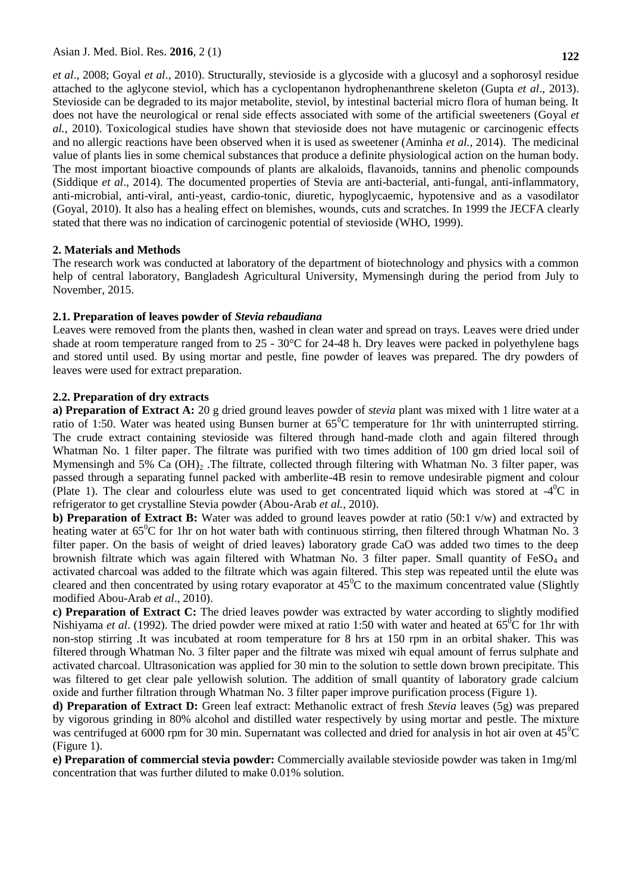*et al*., 2008; Goyal *et al*., 2010). Structurally, stevioside is a glycoside with a glucosyl and a sophorosyl residue attached to the aglycone steviol, which has a cyclopentanon hydrophenanthrene skeleton (Gupta *et al*., 2013). Stevioside can be degraded to its major metabolite, steviol, by intestinal bacterial micro flora of human being. It does not have the neurological or renal side effects associated with some of the artificial sweeteners (Goyal *et al.,* 2010). Toxicological studies have shown that stevioside does not have mutagenic or carcinogenic effects and no allergic reactions have been observed when it is used as sweetener (Aminha *et al.,* 2014). The medicinal value of plants lies in some chemical substances that produce a definite physiological action on the human body. The most important bioactive compounds of plants are alkaloids, flavanoids, tannins and phenolic compounds (Siddique *et al*., 2014). The documented properties of Stevia are anti-bacterial, anti-fungal, anti-inflammatory, anti-microbial, anti-viral, anti-yeast, cardio-tonic, diuretic, hypoglycaemic, hypotensive and as a vasodilator (Goyal, 2010). It also has a healing effect on blemishes, wounds, cuts and scratches. In 1999 the JECFA clearly stated that there was no indication of carcinogenic potential of stevioside (WHO, 1999).

## 2. Materials and Methods

The research work was conducted at laboratory of the department of biotechnology and physics with a common help of central laboratory, Bangladesh Agricultural University, Mymensingh during the period from July to November, 2015.

### 2.1. Preparation of leaves powder of *Stevia rebaudiana*

Leaves were removed from the plants then, washed in clean water and spread on trays. Leaves were dried under shade at room temperature ranged from to 25 - 30°C for 24-48 h. Dry leaves were packed in polyethylene bags and stored until used. By using mortar and pestle, fine powder of leaves was prepared. The dry powders of leaves were used for extract preparation.

### 2.2. Preparation of dry extracts

**a) Preparation of Extract A:** 20 g dried ground leaves powder of *stevia* plant was mixed with 1 litre water at a ratio of 1:50. Water was heated using Bunsen burner at $65^0$C temperature for 1hr with uninterrupted stirring. The crude extract containing stevioside was filtered through hand-made cloth and again filtered through Whatman No. 1 filter paper. The filtrate was purified with two times addition of 100 gm dried local soil of Mymensingh and 5% $Ca(OH)_2$ .The filtrate, collected through filtering with Whatman No. 3 filter paper, was passed through a separating funnel packed with amberlite-4B resin to remove undesirable pigment and colour (Plate 1). The clear and colourless elute was used to get concentrated liquid which was stored at $-4^0$C in refrigerator to get crystalline Stevia powder (Abou-Arab *et al.,* 2010).

**b) Preparation of Extract B:** Water was added to ground leaves powder at ratio (50:1 v/w) and extracted by heating water at $65^0$C for 1hr on hot water bath with continuous stirring, then filtered through Whatman No. 3 filter paper. On the basis of weight of dried leaves) laboratory grade CaO was added two times to the deep brownish filtrate which was again filtered with Whatman No. 3 filter paper. Small quantity of $FeSO_4$ and activated charcoal was added to the filtrate which was again filtered. This step was repeated until the elute was cleared and then concentrated by using rotary evaporator at $45^0$C to the maximum concentrated value (Slightly modified Abou-Arab *et al*., 2010).

**c) Preparation of Extract C:** The dried leaves powder was extracted by water according to slightly modified Nishiyama *et al*. (1992). The dried powder were mixed at ratio 1:50 with water and heated at $65^0$C for 1hr with non-stop stirring .It was incubated at room temperature for 8 hrs at 150 rpm in an orbital shaker. This was filtered through Whatman No. 3 filter paper and the filtrate was mixed wih equal amount of ferrus sulphate and activated charcoal. Ultrasonication was applied for 30 min to the solution to settle down brown precipitate. This was filtered to get clear pale yellowish solution. The addition of small quantity of laboratory grade calcium oxide and further filtration through Whatman No. 3 filter paper improve purification process (Figure 1).

**d) Preparation of Extract D:** Green leaf extract: Methanolic extract of fresh *Stevia* leaves (5g) was prepared by vigorous grinding in 80% alcohol and distilled water respectively by using mortar and pestle. The mixture was centrifuged at 6000 rpm for 30 min. Supernatant was collected and dried for analysis in hot air oven at $45^0$C (Figure 1).

**e) Preparation of commercial stevia powder:** Commercially available stevioside powder was taken in 1mg/ml concentration that was further diluted to make 0.01% solution.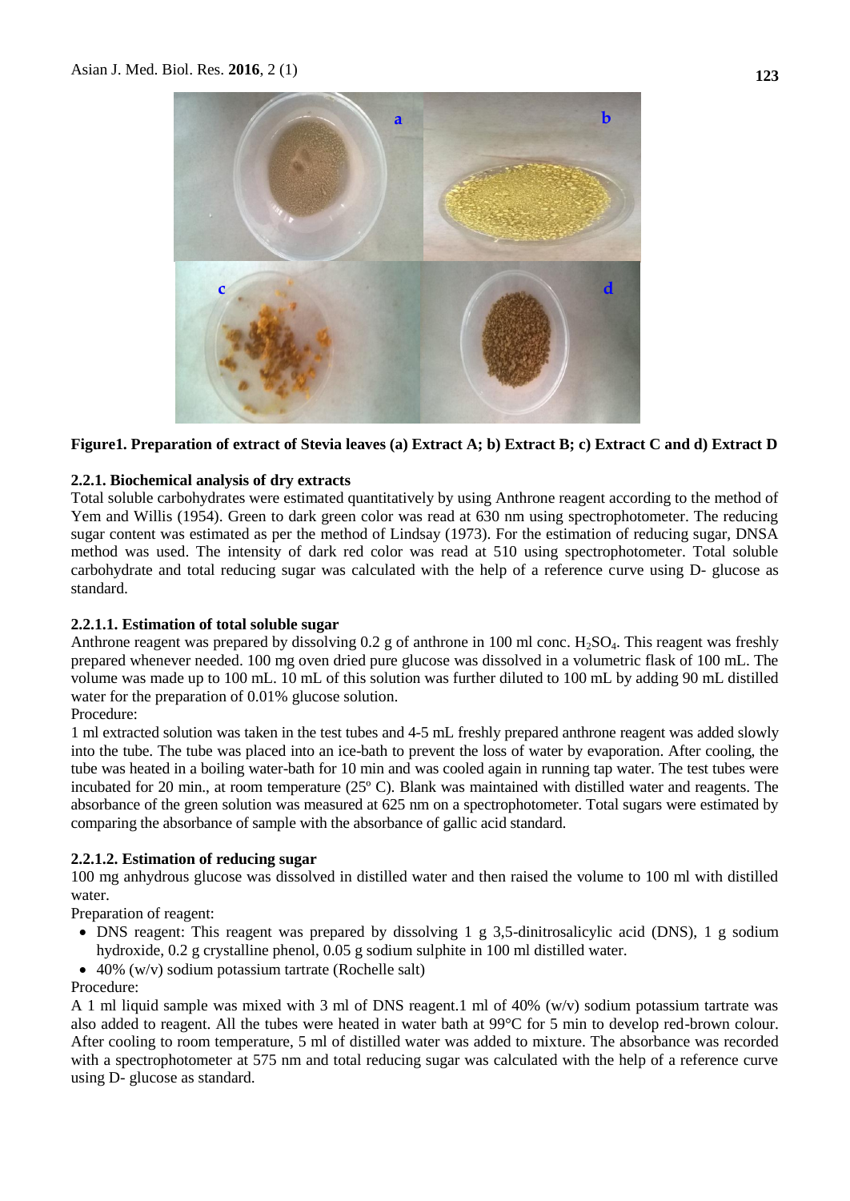**Figure1. Preparation of extract of Stevia leaves (a) Extract A; b) Extract B; c) Extract C and d) Extract D**

### 2.2.1. Biochemical analysis of dry extracts

Total soluble carbohydrates were estimated quantitatively by using Anthrone reagent according to the method of Yem and Willis (1954). Green to dark green color was read at 630 nm using spectrophotometer. The reducing sugar content was estimated as per the method of Lindsay (1973). For the estimation of reducing sugar, DNSA method was used. The intensity of dark red color was read at 510 using spectrophotometer. Total soluble carbohydrate and total reducing sugar was calculated with the help of a reference curve using D- glucose as standard.

#### 2.2.1.1. Estimation of total soluble sugar

Anthrone reagent was prepared by dissolving 0.2 g of anthrone in 100 ml conc. $H_2SO_4$. This reagent was freshly prepared whenever needed. 100 mg oven dried pure glucose was dissolved in a volumetric flask of 100 mL. The volume was made up to 100 mL. 10 mL of this solution was further diluted to 100 mL by adding 90 mL distilled water for the preparation of 0.01% glucose solution.

Procedure:

1 ml extracted solution was taken in the test tubes and 4-5 mL freshly prepared anthrone reagent was added slowly into the tube. The tube was placed into an ice-bath to prevent the loss of water by evaporation. After cooling, the tube was heated in a boiling water-bath for 10 min and was cooled again in running tap water. The test tubes were incubated for 20 min., at room temperature (25º C). Blank was maintained with distilled water and reagents. The absorbance of the green solution was measured at 625 nm on a spectrophotometer. Total sugars were estimated by comparing the absorbance of sample with the absorbance of gallic acid standard.

#### 2.2.1.2. Estimation of reducing sugar

100 mg anhydrous glucose was dissolved in distilled water and then raised the volume to 100 ml with distilled water.

Preparation of reagent:

- DNS reagent: This reagent was prepared by dissolving 1 g 3,5-dinitrosalicylic acid (DNS), 1 g sodium hydroxide, 0.2 g crystalline phenol, 0.05 g sodium sulphite in 100 ml distilled water.
- 40% (w/v) sodium potassium tartrate (Rochelle salt)

Procedure:

A 1 ml liquid sample was mixed with 3 ml of DNS reagent.1 ml of 40% (w/v) sodium potassium tartrate was also added to reagent. All the tubes were heated in water bath at 99°C for 5 min to develop red-brown colour. After cooling to room temperature, 5 ml of distilled water was added to mixture. The absorbance was recorded with a spectrophotometer at 575 nm and total reducing sugar was calculated with the help of a reference curve using D- glucose as standard.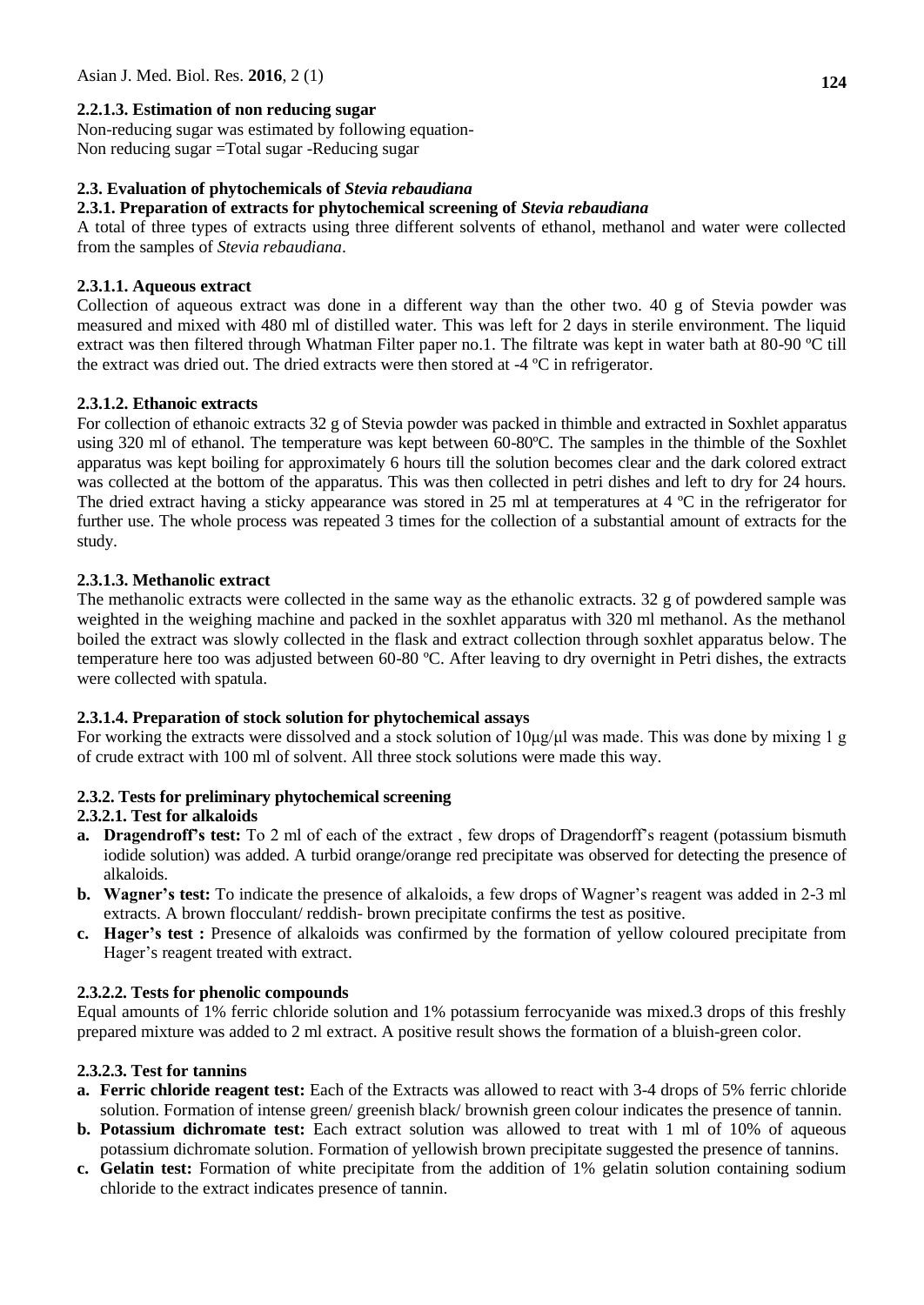#### 2.2.1.3. Estimation of non reducing sugar

Non-reducing sugar was estimated by following equation-
Non reducing sugar =Total sugar -Reducing sugar

### 2.3. Evaluation of phytochemicals of *Stevia rebaudiana*

#### 2.3.1. Preparation of extracts for phytochemical screening of *Stevia rebaudiana*

A total of three types of extracts using three different solvents of ethanol, methanol and water were collected from the samples of *Stevia rebaudiana*.

#### 2.3.1.1. Aqueous extract

Collection of aqueous extract was done in a different way than the other two. 40 g of Stevia powder was measured and mixed with 480 ml of distilled water. This was left for 2 days in sterile environment. The liquid extract was then filtered through Whatman Filter paper no.1. The filtrate was kept in water bath at 80-90 ºC till the extract was dried out. The dried extracts were then stored at -4 ºC in refrigerator.

#### 2.3.1.2. Ethanoic extracts

For collection of ethanoic extracts 32 g of Stevia powder was packed in thimble and extracted in Soxhlet apparatus using 320 ml of ethanol. The temperature was kept between 60-80ºC. The samples in the thimble of the Soxhlet apparatus was kept boiling for approximately 6 hours till the solution becomes clear and the dark colored extract was collected at the bottom of the apparatus. This was then collected in petri dishes and left to dry for 24 hours. The dried extract having a sticky appearance was stored in 25 ml at temperatures at 4 ºC in the refrigerator for further use. The whole process was repeated 3 times for the collection of a substantial amount of extracts for the study.

#### 2.3.1.3. Methanolic extract

The methanolic extracts were collected in the same way as the ethanolic extracts. 32 g of powdered sample was weighted in the weighing machine and packed in the soxhlet apparatus with 320 ml methanol. As the methanol boiled the extract was slowly collected in the flask and extract collection through soxhlet apparatus below. The temperature here too was adjusted between 60-80 ºC. After leaving to dry overnight in Petri dishes, the extracts were collected with spatula.

#### 2.3.1.4. Preparation of stock solution for phytochemical assays

For working the extracts were dissolved and a stock solution of 10μg/μl was made. This was done by mixing 1 g of crude extract with 100 ml of solvent. All three stock solutions were made this way.

#### 2.3.2. Tests for preliminary phytochemical screening

#### 2.3.2.1. Test for alkaloids

a. **Dragendroff's test:** To 2 ml of each of the extract , few drops of Dragendorff's reagent (potassium bismuth iodide solution) was added. A turbid orange/orange red precipitate was observed for detecting the presence of alkaloids.
b. **Wagner's test:** To indicate the presence of alkaloids, a few drops of Wagner's reagent was added in 2-3 ml extracts. A brown flocculant/ reddish- brown precipitate confirms the test as positive.
c. **Hager's test :** Presence of alkaloids was confirmed by the formation of yellow coloured precipitate from Hager's reagent treated with extract.

#### 2.3.2.2. Tests for phenolic compoounds

Equal amounts of 1% ferric chloride solution and 1% potassium ferrocyanide was mixed.3 drops of this freshly prepared mixture was added to 2 ml extract. A positive result shows the formation of a bluish-green color.

#### 2.3.2.3. Test for tannins

a. **Ferric chloride reagent test:** Each of the Extracts was allowed to react with 3-4 drops of 5% ferric chloride solution. Formation of intense green/ greenish black/ brownish green colour indicates the presence of tannin.
b. **Potassium dichromate test:** Each extract solution was allowed to treat with 1 ml of 10% of aqueous potassium dichromate solution. Formation of yellowish brown precipitate suggested the presence of tannins.
c. **Gelatin test:** Formation of white precipitate from the addition of 1% gelatin solution containing sodium chloride to the extract indicates presence of tannin.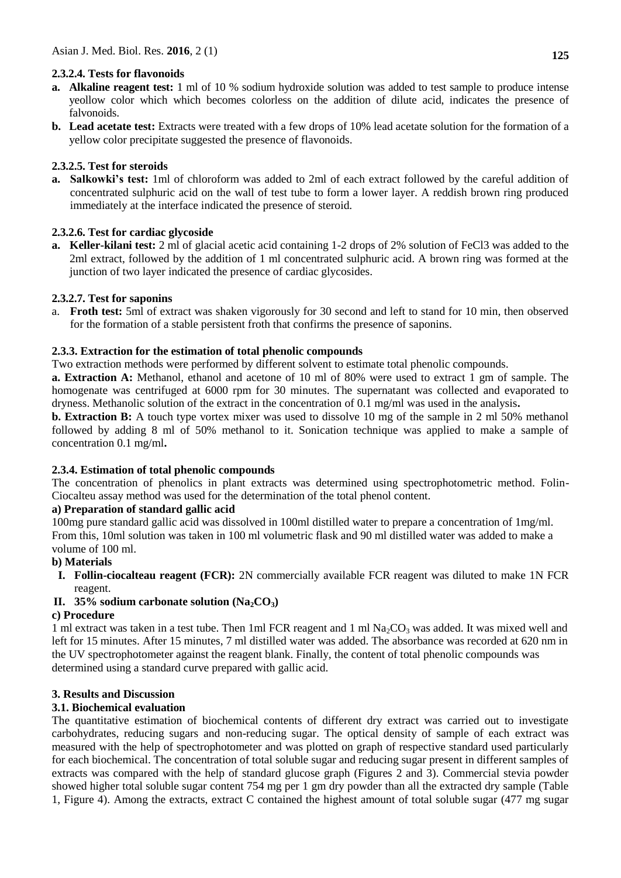#### 2.3.2.4. Tests for flavonoids

- **a. Alkaline reagent test:** 1 ml of 10 % sodium hydroxide solution was added to test sample to produce intense yeollow color which which becomes colorless on the addition of dilute acid, indicates the presence of falvonoids.
- **b. Lead acetate test:** Extracts were treated with a few drops of 10% lead acetate solution for the formation of a yellow color precipitate suggested the presence of flavonoids.

#### 2.3.2.5. Test for steroids

- **a. Salkowki's test:** 1ml of chloroform was added to 2ml of each extract followed by the careful addition of concentrated sulphuric acid on the wall of test tube to form a lower layer. A reddish brown ring produced immediately at the interface indicated the presence of steroid.

#### 2.3.2.6. Test for cardiac glycoside

- **a. Keller-kilani test:** 2 ml of glacial acetic acid containing 1-2 drops of 2% solution of FeCl3 was added to the 2ml extract, followed by the addition of 1 ml concentrated sulphuric acid. A brown ring was formed at the junction of two layer indicated the presence of cardiac glycosides.

#### 2.3.2.7. Test for saponins

- a. **Froth test:** 5ml of extract was shaken vigorously for 30 second and left to stand for 10 min, then observed for the formation of a stable persistent froth that confirms the presence of saponins.

### 2.3.3. Extraction for the estimation of total phenolic compounds

Two extraction methods were performed by different solvent to estimate total phenolic compounds.

**a. Extraction A:** Methanol, ethanol and acetone of 10 ml of 80% were used to extract 1 gm of sample. The homogenate was centrifuged at 6000 rpm for 30 minutes. The supernatant was collected and evaporated to dryness. Methanolic solution of the extract in the concentration of 0.1 mg/ml was used in the analysis**.**

**b. Extraction B:** A touch type vortex mixer was used to dissolve 10 mg of the sample in 2 ml 50% methanol followed by adding 8 ml of 50% methanol to it. Sonication technique was applied to make a sample of concentration 0.1 mg/ml**.**

### 2.3.4. Estimation of total phenolic compounds

The concentration of phenolics in plant extracts was determined using spectrophotometric method. Folin-Ciocalteu assay method was used for the determination of the total phenol content.

**a) Preparation of standard gallic acid**

100mg pure standard gallic acid was dissolved in 100ml distilled water to prepare a concentration of 1mg/ml. From this, 10ml solution was taken in 100 ml volumetric flask and 90 ml distilled water was added to make a volume of 100 ml.

**b) Materials**

- **I. Follin-ciocalteau reagent (FCR):** 2N commercially available FCR reagent was diluted to make 1N FCR reagent.
- **II. 35% sodium carbonate solution ($Na_2CO_3$)**

**c) Procedure**

1 ml extract was taken in a test tube. Then 1ml FCR reagent and 1 ml $Na_2CO_3$ was added. It was mixed well and left for 15 minutes. After 15 minutes, 7 ml distilled water was added. The absorbance was recorded at 620 nm in the UV spectrophotometer against the reagent blank. Finally, the content of total phenolic compounds was determined using a standard curve prepared with gallic acid.

## 3. Results and Discussion

### 3.1. Biochemical evaluation

The quantitative estimation of biochemical contents of different dry extract was carried out to investigate carbohydrates, reducing sugars and non-reducing sugar. The optical density of sample of each extract was measured with the help of spectrophotometer and was plotted on graph of respective standard used particularly for each biochemical. The concentration of total soluble sugar and reducing sugar present in different samples of extracts was compared with the help of standard glucose graph (Figures 2 and 3). Commercial stevia powder showed higher total soluble sugar content 754 mg per 1 gm dry powder than all the extracted dry sample (Table 1, Figure 4). Among the extracts, extract C contained the highest amount of total soluble sugar (477 mg sugar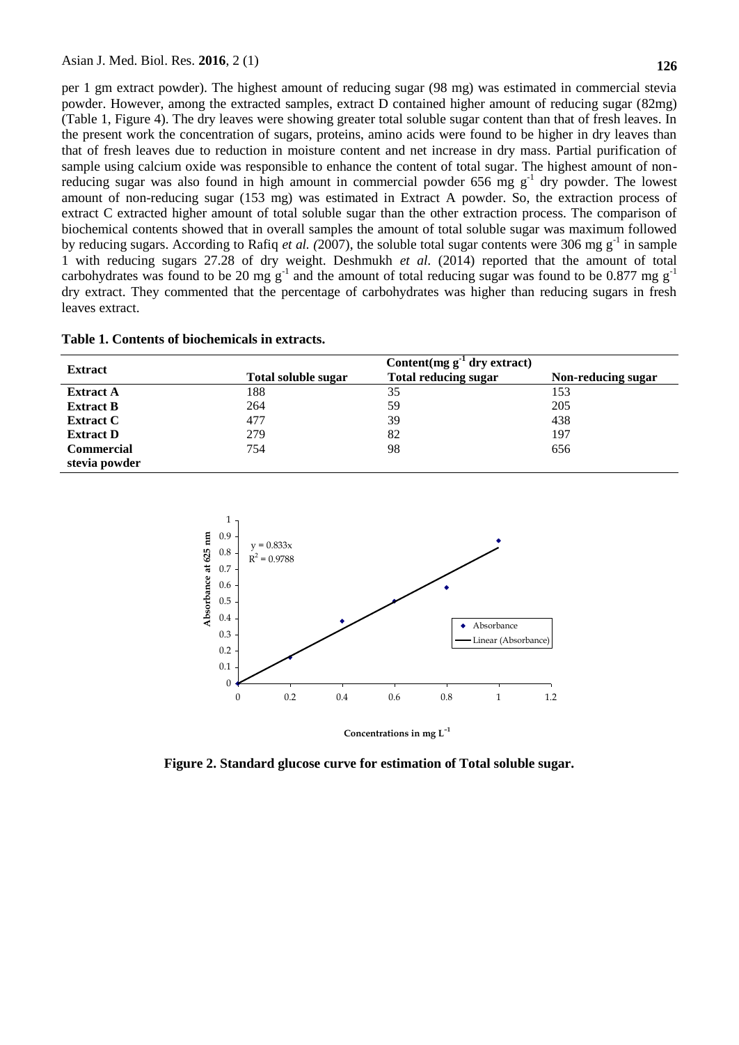per 1 gm extract powder). The highest amount of reducing sugar (98 mg) was estimated in commercial stevia powder. However, among the extracted samples, extract D contained higher amount of reducing sugar (82mg) (Table 1, Figure 4). The dry leaves were showing greater total soluble sugar content than that of fresh leaves. In the present work the concentration of sugars, proteins, amino acids were found to be higher in dry leaves than that of fresh leaves due to reduction in moisture content and net increase in dry mass. Partial purification of sample using calcium oxide was responsible to enhance the content of total sugar. The highest amount of non-reducing sugar was also found in high amount in commercial powder 656 mg $g^{-1}$ dry powder. The lowest amount of non-reducing sugar (153 mg) was estimated in Extract A powder. So, the extraction process of extract C extracted higher amount of total soluble sugar than the other extraction process. The comparison of biochemical contents showed that in overall samples the amount of total soluble sugar was maximum followed by reducing sugars. According to Rafiq *et al.* (2007), the soluble total sugar contents were 306 mg $g^{-1}$ in sample 1 with reducing sugars 27.28 of dry weight. Deshmukh *et al*. (2014) reported that the amount of total carbohydrates was found to be 20 mg $g^{-1}$ and the amount of total reducing sugar was found to be 0.877 mg $g^{-1}$ dry extract. They commented that the percentage of carbohydrates was higher than reducing sugars in fresh leaves extract.

**Table 1. Contents of biochemicals in extracts.**

| **Extract** | **Content(mg $g^{-1}$ dry extract)** | | |
|---|---|---|---|
| | **Total soluble sugar** | **Total reducing sugar** | **Non-reducing sugar** |
| **Extract A** | 188 | 35 | 153 |
| **Extract B** | 264 | 59 | 205 |
| **Extract C** | 477 | 39 | 438 |
| **Extract D** | 279 | 82 | 197 |
| **Commercial stevia powder** | 754 | 98 | 656 |

**Figure 2. Standard glucose curve for estimation of Total soluble sugar.**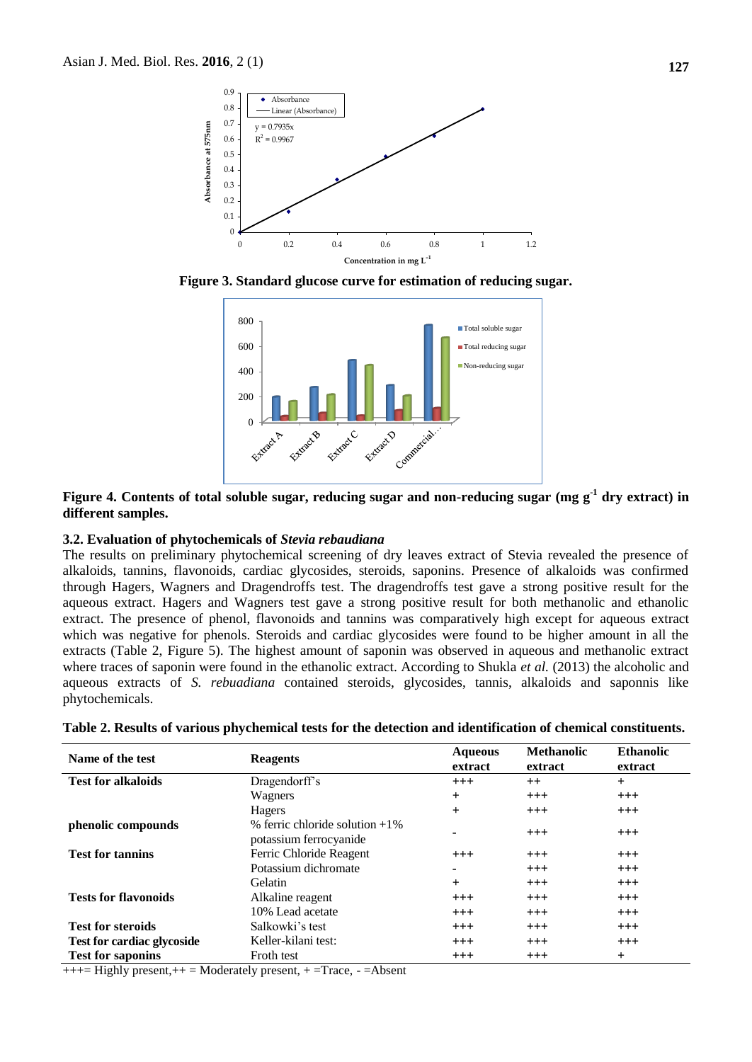Figure 3. Standard glucose curve for estimation of reducing sugar.

Figure 4. Contents of total soluble sugar, reducing sugar and non-reducing sugar (mg $g^{-1}$ dry extract) in different samples.

### 3.2. Evaluation of phytochemicals of *Stevia rebaudiana*

The results on preliminary phytochemical screening of dry leaves extract of Stevia revealed the presence of alkaloids, tannins, flavonoids, cardiac glycosides, steroids, saponins. Presence of alkaloids was confirmed through Hagers, Wagners and Dragendroffs test. The dragendroffs test gave a strong positive result for the aqueous extract. Hagers and Wagners test gave a strong positive result for both methanolic and ethanolic extract. The presence of phenol, flavonoids and tannins was comparatively high except for aqueous extract which was negative for phenols. Steroids and cardiac glycosides were found to be higher amount in all the extracts (Table 2, Figure 5). The highest amount of saponin was observed in aqueous and methanolic extract where traces of saponin were found in the ethanolic extract. According to Shukla *et al.* (2013) the alcoholic and aqueous extracts of *S. rebuadiana* contained steroids, glycosides, tannis, alkaloids and saponnis like phytochemicals.

**Table 2. Results of various phychemical tests for the detection and identification of chemical constituents.**

| Name of the test | Reagents | Aqueous extract | Methanolic extract | Ethanolic extract |
|---|---|---|---|---|
| **Test for alkaloids** | Dragendorff's | +++ | ++ | + |
| | Wagners | + | +++ | +++ |
| | Hagers | + | +++ | +++ |
| **phenolic compounds** | % ferric chloride solution +1% potassium ferrocyanide | - | +++ | +++ |
| **Test for tannins** | Ferric Chloride Reagent | +++ | +++ | +++ |
| | Potassium dichromate | - | +++ | +++ |
| | Gelatin | + | +++ | +++ |
| **Tests for flavonoids** | Alkaline reagent | +++ | +++ | +++ |
| | 10% Lead acetate | +++ | +++ | +++ |
| **Test for steroids** | Salkowki's test | +++ | +++ | +++ |
| **Test for cardiac glycoside** | Keller-kilani test: | +++ | +++ | +++ |
| **Test for saponins** | Froth test | +++ | +++ | + |

+++= Highly present,++ = Moderately present, + =Trace, - =Absent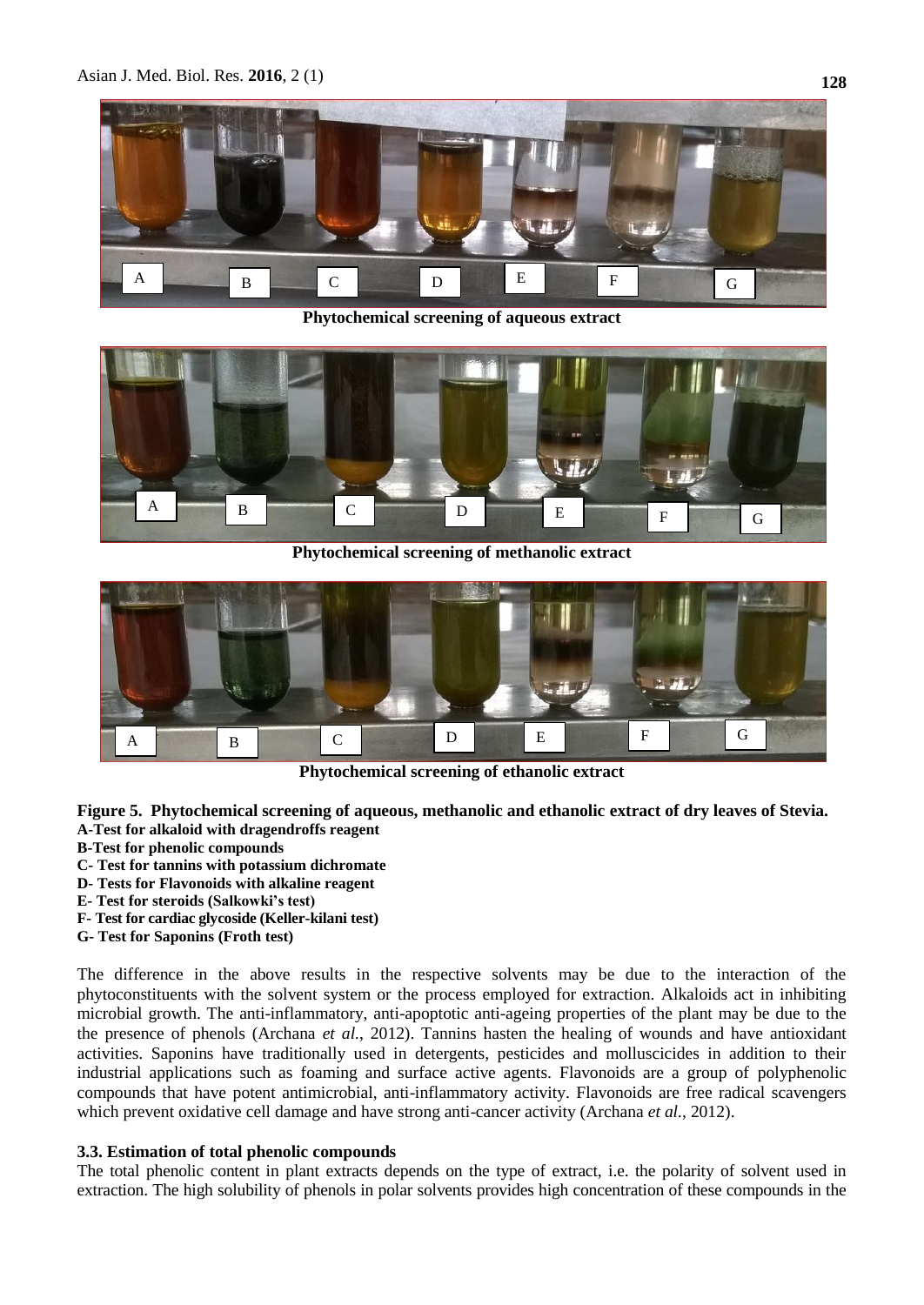Phytochemical screening of aqueous extract

Phytochemical screening of methanolic extract

Phytochemical screening of ethanolic extract

**Figure 5. Phytochemical screening of aqueous, methanolic and ethanolic extract of dry leaves of Stevia.**
**A-Test for alkaloid with dragendroffs reagent**
**B-Test for phenolic compounds**
**C- Test for tannins with potassium dichromate**
**D- Tests for Flavonoids with alkaline reagent**
**E- Test for steroids (Salkowki's test)**
**F- Test for cardiac glycoside (Keller-kilani test)**
**G- Test for Saponins (Froth test)**

The difference in the above results in the respective solvents may be due to the interaction of the phytoconstituents with the solvent system or the process employed for extraction. Alkaloids act in inhibiting microbial growth. The anti-inflammatory, anti-apoptotic anti-ageing properties of the plant may be due to the the presence of phenols (Archana *et al.*, 2012). Tannins hasten the healing of wounds and have antioxidant activities. Saponins have traditionally used in detergents, pesticides and molluscicides in addition to their industrial applications such as foaming and surface active agents. Flavonoids are a group of polyphenolic compounds that have potent antimicrobial, anti-inflammatory activity. Flavonoids are free radical scavengers which prevent oxidative cell damage and have strong anti-cancer activity (Archana *et al.*, 2012).

### 3.3. Estimation of total phenolic compounds

The total phenolic content in plant extracts depends on the type of extract, i.e. the polarity of solvent used in extraction. The high solubility of phenols in polar solvents provides high concentration of these compounds in the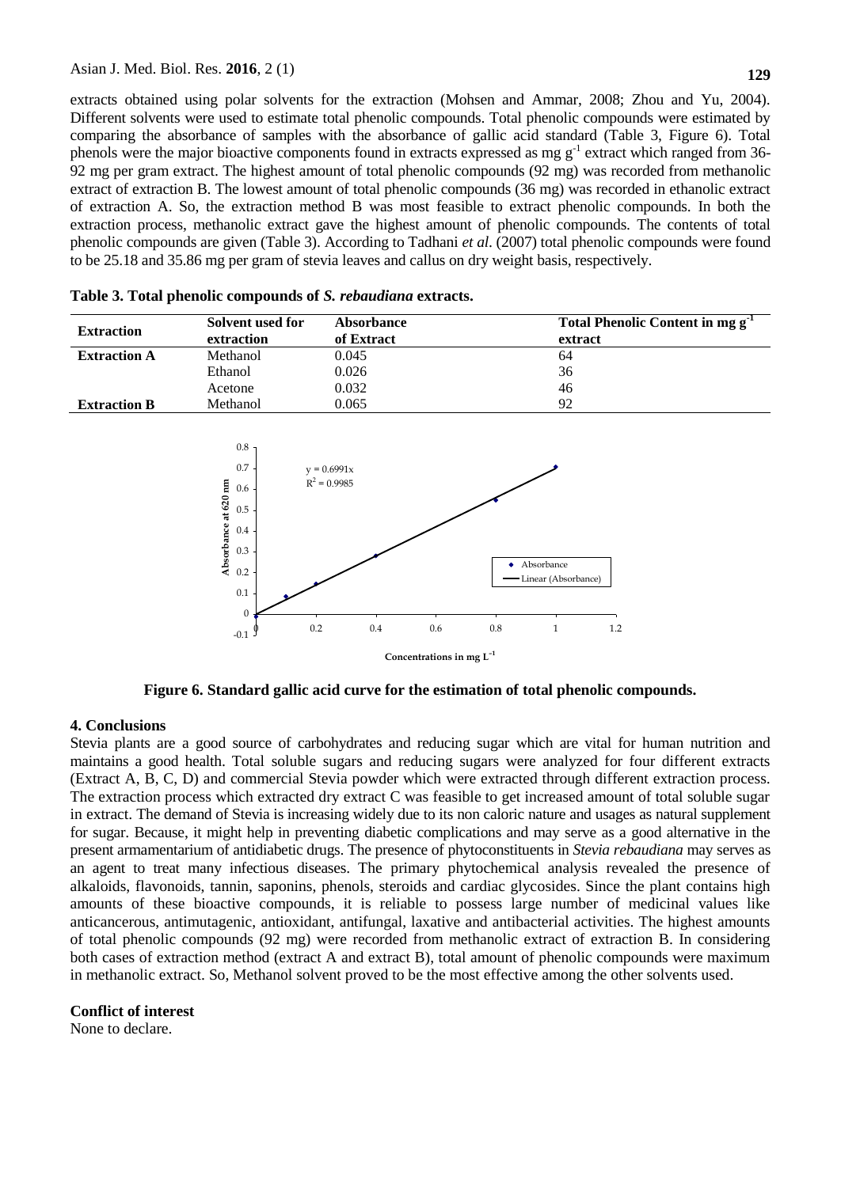extracts obtained using polar solvents for the extraction (Mohsen and Ammar, 2008; Zhou and Yu, 2004). Different solvents were used to estimate total phenolic compounds. Total phenolic compounds were estimated by comparing the absorbance of samples with the absorbance of gallic acid standard (Table 3, Figure 6). Total phenols were the major bioactive components found in extracts expressed as mg $g^{-1}$ extract which ranged from 36-92 mg per gram extract. The highest amount of total phenolic compounds (92 mg) was recorded from methanolic extract of extraction B. The lowest amount of total phenolic compounds (36 mg) was recorded in ethanolic extract of extraction A. So, the extraction method B was most feasible to extract phenolic compounds. In both the extraction process, methanolic extract gave the highest amount of phenolic compounds. The contents of total phenolic compounds are given (Table 3). According to Tadhani *et al*. (2007) total phenolic compounds were found to be 25.18 and 35.86 mg per gram of stevia leaves and callus on dry weight basis, respectively.

**Table 3. Total phenolic compounds of *S. rebaudiana* extracts.**

| Extraction | Solvent used for extraction | Absorbance of Extract | Total Phenolic Content in mg $g^{-1}$ extract |
|---|---|---|---|
| **Extraction A** | Methanol | 0.045 | 64 |
| | Ethanol | 0.026 | 36 |
| | Acetone | 0.032 | 46 |
| **Extraction B** | Methanol | 0.065 | 92 |

**Figure 6. Standard gallic acid curve for the estimation of total phenolic compounds.**

## 4. Conclusions

Stevia plants are a good source of carbohydrates and reducing sugar which are vital for human nutrition and maintains a good health. Total soluble sugars and reducing sugars were analyzed for four different extracts (Extract A, B, C, D) and commercial Stevia powder which were extracted through different extraction process. The extraction process which extracted dry extract C was feasible to get increased amount of total soluble sugar in extract. The demand of Stevia is increasing widely due to its non caloric nature and usages as natural supplement for sugar. Because, it might help in preventing diabetic complications and may serve as a good alternative in the present armamentarium of antidiabetic drugs. The presence of phytoconstituents in *Stevia rebaudiana* may serves as an agent to treat many infectious diseases. The primary phytochemical analysis revealed the presence of alkaloids, flavonoids, tannin, saponins, phenols, steroids and cardiac glycosides. Since the plant contains high amounts of these bioactive compounds, it is reliable to possess large number of medicinal values like anticancerous, antimutagenic, antioxidant, antifungal, laxative and antibacterial activities. The highest amounts of total phenolic compounds (92 mg) were recorded from methanolic extract of extraction B. In considering both cases of extraction method (extract A and extract B), total amount of phenolic compounds were maximum in methanolic extract. So, Methanol solvent proved to be the most effective among the other solvents used.

**Conflict of interest**

None to declare.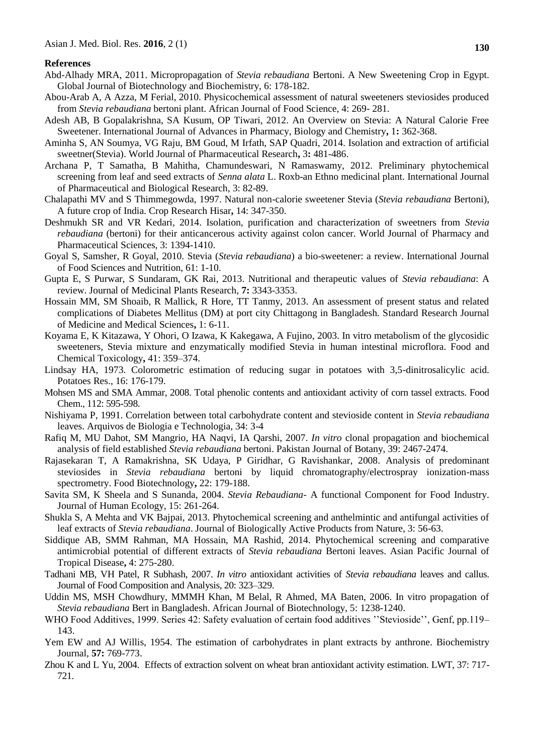**References**

Abd-Alhady MRA, 2011. Micropropagation of *Stevia rebaudiana* Bertoni. A New Sweetening Crop in Egypt. Global Journal of Biotechnology and Biochemistry, 6: 178-182.

Abou-Arab A, A Azza, M Ferial, 2010. Physicochemical assessment of natural sweeteners steviosides produced from *Stevia rebaudiana* bertoni plant. African Journal of Food Science, 4: 269- 281.

Adesh AB, B Gopalakrishna, SA Kusum, OP Tiwari, 2012. An Overview on Stevia: A Natural Calorie Free Sweetener. International Journal of Advances in Pharmacy, Biology and Chemistry, 1**:** 362-368.

Aminha S, AN Soumya, VG Raju, BM Goud, M Irfath, SAP Quadri, 2014. Isolation and extraction of artificial sweetner(Stevia). World Journal of Pharmaceutical Research, 3**:** 481-486.

Archana P, T Samatha, B Mahitha, Chamundeswari, N Ramaswamy, 2012. Preliminary phytochemical screening from leaf and seed extracts of *Senna alata* L. Roxb-an Ethno medicinal plant. International Journal of Pharmaceutical and Biological Research, 3: 82-89.

Chalapathi MV and S Thimmegowda, 1997. Natural non-calorie sweetener Stevia (*Stevia rebaudiana* Bertoni), A future crop of India. Crop Research Hisar**,** 14: 347-350.

Deshmukh SR and VR Kedari, 2014. Isolation, purification and characterization of sweetners from *Stevia rebaudiana* (bertoni) for their anticancerous activity against colon cancer. World Journal of Pharmacy and Pharmaceutical Sciences, 3: 1394-1410.

Goyal S, Samsher, R Goyal, 2010. Stevia (*Stevia rebaudiana*) a bio-sweetener: a review. International Journal of Food Sciences and Nutrition, 61: 1-10.

Gupta E, S Purwar, S Sundaram, GK Rai, 2013. Nutritional and therapeutic values of *Stevia rebaudiana*: A review. Journal of Medicinal Plants Research, **7:** 3343-3353.

Hossain MM, SM Shoaib, R Mallick, R Hore, TT Tanmy, 2013. An assessment of present status and related complications of Diabetes Mellitus (DM) at port city Chittagong in Bangladesh. Standard Research Journal of Medicine and Medical Sciences**,** 1: 6-11.

Koyama E, K Kitazawa, Y Ohori, O Izawa, K Kakegawa, A Fujino, 2003. In vitro metabolism of the glycosidic sweeteners, Stevia mixture and enzymatically modified Stevia in human intestinal microflora. Food and Chemical Toxicology**,** 41: 359–374.

Lindsay HA, 1973. Colorometric estimation of reducing sugar in potatoes with 3,5-dinitrosalicylic acid. Potatoes Res., 16: 176-179.

Mohsen MS and SMA Ammar, 2008. Total phenolic contents and antioxidant activity of corn tassel extracts. Food Chem., 112: 595-598.

Nishiyama P, 1991. Correlation between total carbohydrate content and stevioside content in *Stevia rebaudiana* leaves. Arquivos de Biologia e Technologia, 34: 3-4

Rafiq M, MU Dahot, SM Mangrio, HA Naqvi, IA Qarshi, 2007. *In vitro* clonal propagation and biochemical analysis of field established *Stevia rebaudiana* bertoni. Pakistan Journal of Botany, 39: 2467-2474.

Rajasekaran T, A Ramakrishna, SK Udaya, P Giridhar, G Ravishankar, 2008. Analysis of predominant steviosides in *Stevia rebaudiana* bertoni by liquid chromatography/electrospray ionization-mass spectrometry. Food Biotechnology**,** 22: 179-188.

Savita SM, K Sheela and S Sunanda, 2004. *Stevia Rebaudiana*- A functional Component for Food Industry. Journal of Human Ecology, 15: 261-264.

Shukla S, A Mehta and VK Bajpai, 2013. Phytochemical screening and anthelmintic and antifungal activities of leaf extracts of *Stevia rebaudiana*. Journal of Biologically Active Products from Nature, 3: 56-63.

Siddique AB, SMM Rahman, MA Hossain, MA Rashid, 2014. Phytochemical screening and comparative antimicrobial potential of different extracts of *Stevia rebaudiana* Bertoni leaves. Asian Pacific Journal of Tropical Disease**,** 4: 275-280.

Tadhani MB, VH Patel, R Subhash, 2007. *In vitro* antioxidant activities of *Stevia rebaudiana* leaves and callus. Journal of Food Composition and Analysis, 20: 323–329.

Uddin MS, MSH Chowdhury, MMMH Khan, M Belal, R Ahmed, MA Baten, 2006. In vitro propagation of *Stevia rebaudiana* Bert in Bangladesh. African Journal of Biotechnology, 5: 1238-1240.

WHO Food Additives, 1999. Series 42: Safety evaluation of certain food additives ''Stevioside'', Genf, pp.119–143.

Yem EW and AJ Willis, 1954. The estimation of carbohydrates in plant extracts by anthrone. Biochemistry Journal, **57:** 769-773.

Zhou K and L Yu, 2004. Effects of extraction solvent on wheat bran antioxidant activity estimation. LWT, 37: 717-721.